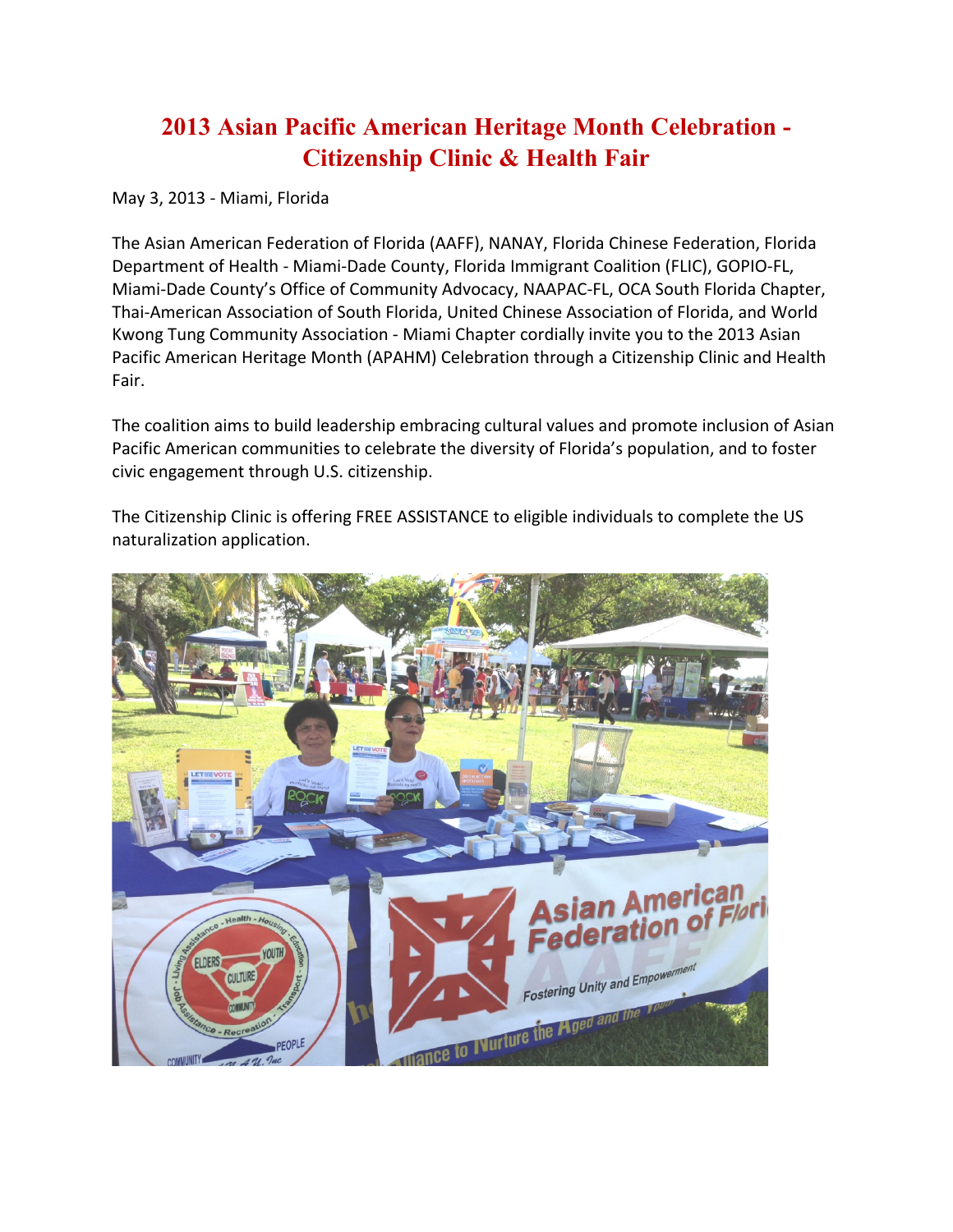# 2013 Asian Pacific American Heritage Month Celebration - Citizenship Clinic & Health Fair

May 3, 2013 - Miami, Florida

The Asian American Federation of Florida (AAFF), NANAY, Florida Chinese Federation, Florida Department of Health - Miami-Dade County, Florida Immigrant Coalition (FLIC), GOPIO-FL, Miami-Dade County's Office of Community Advocacy, NAAPAC-FL, OCA South Florida Chapter, Thai-American Association of South Florida, United Chinese Association of Florida, and World Kwong Tung Community Association - Miami Chapter cordially invite you to the 2013 Asian Pacific American Heritage Month (APAHM) Celebration through a Citizenship Clinic and Health Fair.

The coalition aims to build leadership embracing cultural values and promote inclusion of Asian Pacific American communities to celebrate the diversity of Florida's population, and to foster civic engagement through U.S. citizenship.

The Citizenship Clinic is offering FREE ASSISTANCE to eligible individuals to complete the US naturalization application.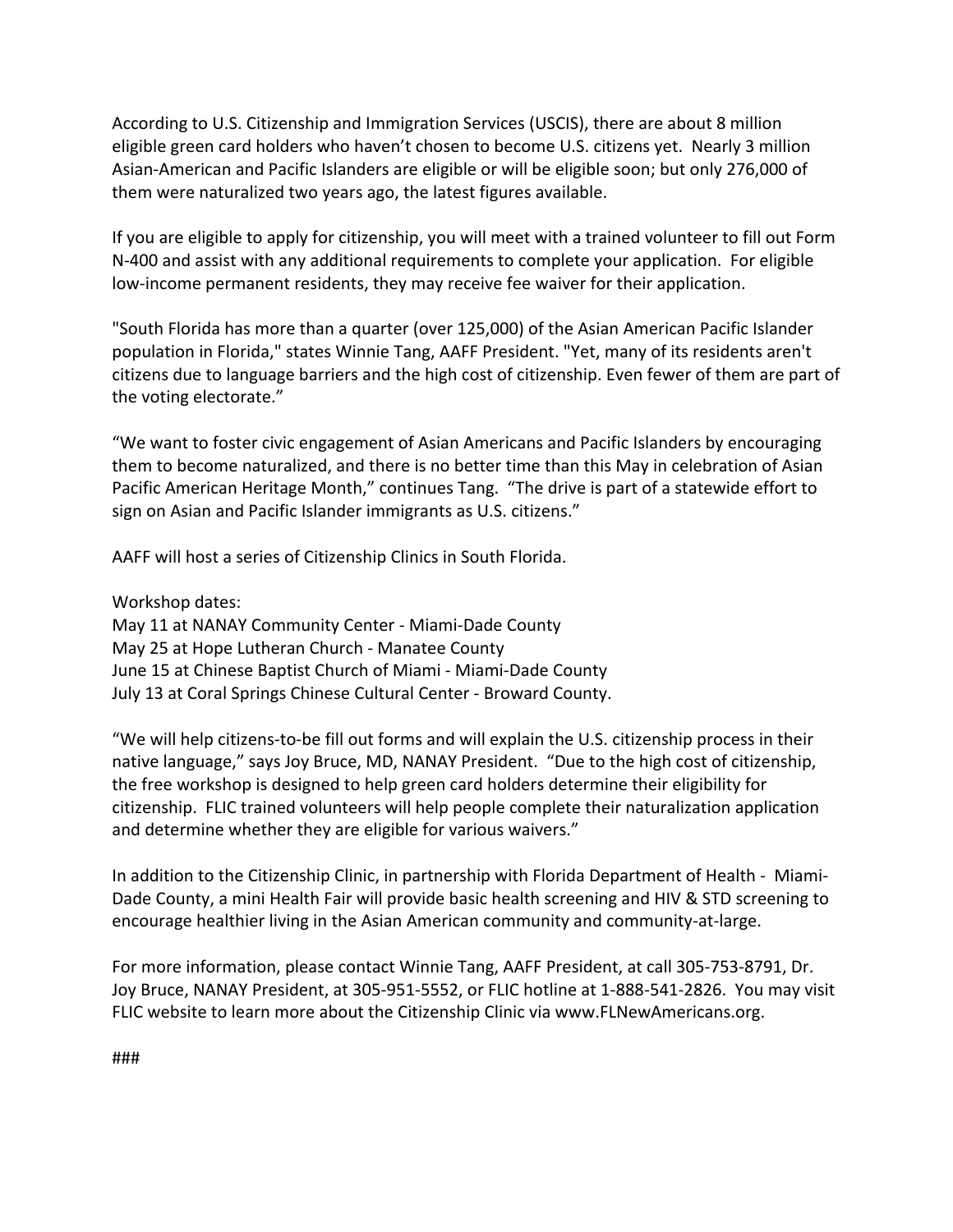According to U.S. Citizenship and Immigration Services (USCIS), there are about 8 million eligible green card holders who haven't chosen to become U.S. citizens yet. Nearly 3 million Asian-American and Pacific Islanders are eligible or will be eligible soon; but only 276,000 of them were naturalized two years ago, the latest figures available.

If you are eligible to apply for citizenship, you will meet with a trained volunteer to fill out Form N-400 and assist with any additional requirements to complete your application. For eligible low-income permanent residents, they may receive fee waiver for their application.

"South Florida has more than a quarter (over 125,000) of the Asian American Pacific Islander population in Florida," states Winnie Tang, AAFF President. "Yet, many of its residents aren't citizens due to language barriers and the high cost of citizenship. Even fewer of them are part of the voting electorate."

"We want to foster civic engagement of Asian Americans and Pacific Islanders by encouraging them to become naturalized, and there is no better time than this May in celebration of Asian Pacific American Heritage Month," continues Tang. "The drive is part of a statewide effort to sign on Asian and Pacific Islander immigrants as U.S. citizens."

AAFF will host a series of Citizenship Clinics in South Florida.

Workshop dates:
May 11 at NANAY Community Center - Miami-Dade County
May 25 at Hope Lutheran Church - Manatee County
June 15 at Chinese Baptist Church of Miami - Miami-Dade County
July 13 at Coral Springs Chinese Cultural Center - Broward County.

"We will help citizens-to-be fill out forms and will explain the U.S. citizenship process in their native language," says Joy Bruce, MD, NANAY President. "Due to the high cost of citizenship, the free workshop is designed to help green card holders determine their eligibility for citizenship. FLIC trained volunteers will help people complete their naturalization application and determine whether they are eligible for various waivers."

In addition to the Citizenship Clinic, in partnership with Florida Department of Health - Miami-Dade County, a mini Health Fair will provide basic health screening and HIV & STD screening to encourage healthier living in the Asian American community and community-at-large.

For more information, please contact Winnie Tang, AAFF President, at call 305-753-8791, Dr. Joy Bruce, NANAY President, at 305-951-5552, or FLIC hotline at 1-888-541-2826. You may visit FLIC website to learn more about the Citizenship Clinic via www.FLNewAmericans.org.

###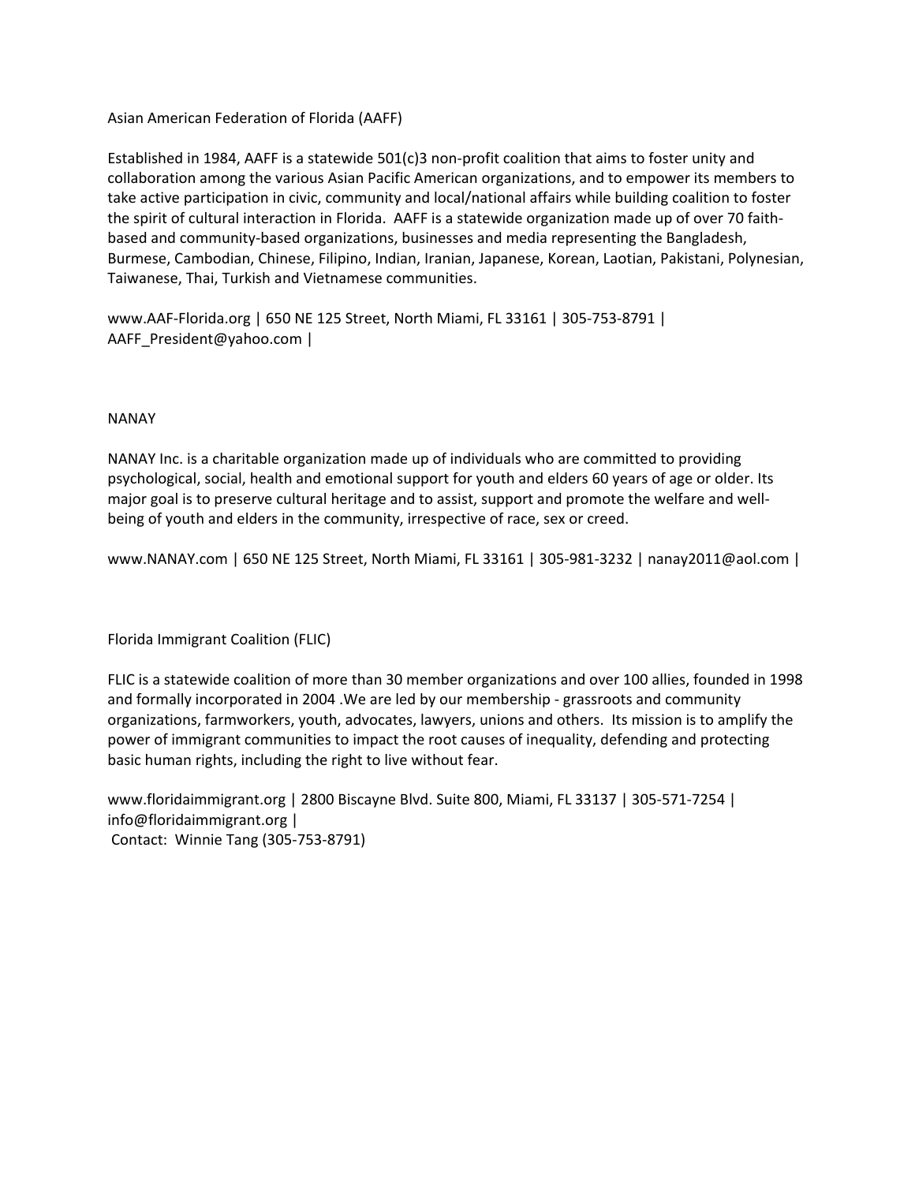Asian American Federation of Florida (AAFF)

Established in 1984, AAFF is a statewide 501(c)3 non-profit coalition that aims to foster unity and collaboration among the various Asian Pacific American organizations, and to empower its members to take active participation in civic, community and local/national affairs while building coalition to foster the spirit of cultural interaction in Florida. AAFF is a statewide organization made up of over 70 faith-based and community-based organizations, businesses and media representing the Bangladesh, Burmese, Cambodian, Chinese, Filipino, Indian, Iranian, Japanese, Korean, Laotian, Pakistani, Polynesian, Taiwanese, Thai, Turkish and Vietnamese communities.

www.AAF-Florida.org | 650 NE 125 Street, North Miami, FL 33161 | 305-753-8791 | AAFF_President@yahoo.com |

NANAY

NANAY Inc. is a charitable organization made up of individuals who are committed to providing psychological, social, health and emotional support for youth and elders 60 years of age or older. Its major goal is to preserve cultural heritage and to assist, support and promote the welfare and well-being of youth and elders in the community, irrespective of race, sex or creed.

www.NANAY.com | 650 NE 125 Street, North Miami, FL 33161 | 305-981-3232 | nanay2011@aol.com |

Florida Immigrant Coalition (FLIC)

FLIC is a statewide coalition of more than 30 member organizations and over 100 allies, founded in 1998 and formally incorporated in 2004 .We are led by our membership - grassroots and community organizations, farmworkers, youth, advocates, lawyers, unions and others. Its mission is to amplify the power of immigrant communities to impact the root causes of inequality, defending and protecting basic human rights, including the right to live without fear.

www.floridaimmigrant.org | 2800 Biscayne Blvd. Suite 800, Miami, FL 33137 | 305-571-7254 | info@floridaimmigrant.org |
Contact: Winnie Tang (305-753-8791)